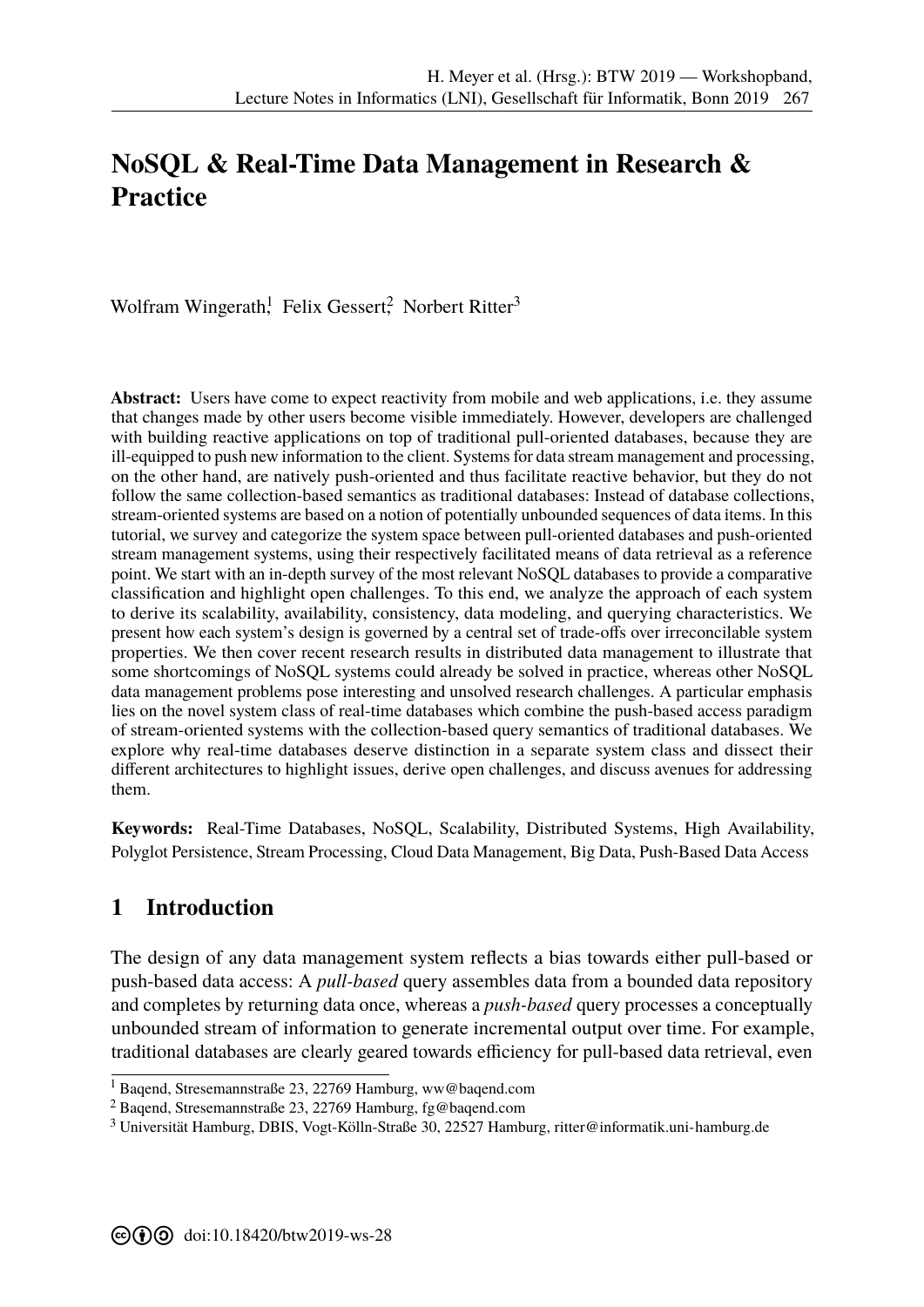# NoSQL & Real-Time Data Management in Research & Practice

Wolfram Wingerath[1], Felix Gessert[2], Norbert Ritter[3]

**Abstract:** Users have come to expect reactivity from mobile and web applications, i.e. they assume that changes made by other users become visible immediately. However, developers are challenged with building reactive applications on top of traditional pull-oriented databases, because they are ill-equipped to push new information to the client. Systems for data stream management and processing, on the other hand, are natively push-oriented and thus facilitate reactive behavior, but they do not follow the same collection-based semantics as traditional databases: Instead of database collections, stream-oriented systems are based on a notion of potentially unbounded sequences of data items. In this tutorial, we survey and categorize the system space between pull-oriented databases and push-oriented stream management systems, using their respectively facilitated means of data retrieval as a reference point. We start with an in-depth survey of the most relevant NoSQL databases to provide a comparative classification and highlight open challenges. To this end, we analyze the approach of each system to derive its scalability, availability, consistency, data modeling, and querying characteristics. We present how each system's design is governed by a central set of trade-offs over irreconcilable system properties. We then cover recent research results in distributed data management to illustrate that some shortcomings of NoSQL systems could already be solved in practice, whereas other NoSQL data management problems pose interesting and unsolved research challenges. A particular emphasis lies on the novel system class of real-time databases which combine the push-based access paradigm of stream-oriented systems with the collection-based query semantics of traditional databases. We explore why real-time databases deserve distinction in a separate system class and dissect their different architectures to highlight issues, derive open challenges, and discuss avenues for addressing them.

**Keywords:** Real-Time Databases, NoSQL, Scalability, Distributed Systems, High Availability, Polyglot Persistence, Stream Processing, Cloud Data Management, Big Data, Push-Based Data Access

## 1 Introduction

The design of any data management system reflects a bias towards either pull-based or push-based data access: A *pull-based* query assembles data from a bounded data repository and completes by returning data once, whereas a *push-based* query processes a conceptually unbounded stream of information to generate incremental output over time. For example, traditional databases are clearly geared towards efficiency for pull-based data retrieval, even

[1] Baqend, Stresemannstraße 23, 22769 Hamburg, ww@baqend.com

[2] Baqend, Stresemannstraße 23, 22769 Hamburg, fg@baqend.com

[3] Universität Hamburg, DBIS, Vogt-Kölln-Straße 30, 22527 Hamburg, ritter@informatik.uni-hamburg.de

doi:10.18420/btw2019-ws-28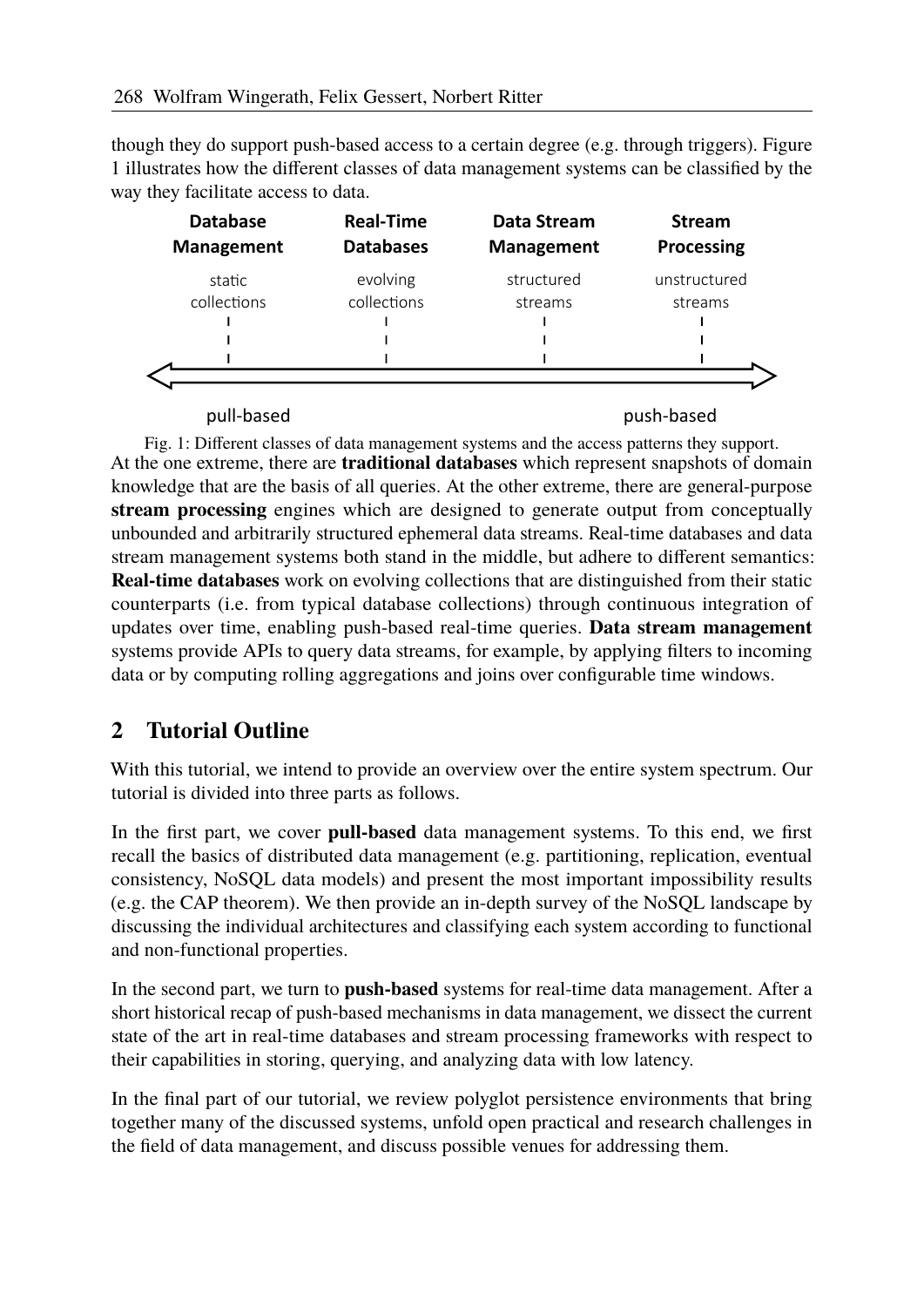though they do support push-based access to a certain degree (e.g. through triggers). Figure 1 illustrates how the different classes of data management systems can be classified by the way they facilitate access to data.

| Database Management | Real-Time Databases | Data Stream Management | Stream Processing |
|---|---|---|---|
| static collections | evolving collections | structured streams | unstructured streams |

pull-based ⟵⟶ push-based

Fig. 1: Different classes of data management systems and the access patterns they support.

At the one extreme, there are **traditional databases** which represent snapshots of domain knowledge that are the basis of all queries. At the other extreme, there are general-purpose **stream processing** engines which are designed to generate output from conceptually unbounded and arbitrarily structured ephemeral data streams. Real-time databases and data stream management systems both stand in the middle, but adhere to different semantics: **Real-time databases** work on evolving collections that are distinguished from their static counterparts (i.e. from typical database collections) through continuous integration of updates over time, enabling push-based real-time queries. **Data stream management** systems provide APIs to query data streams, for example, by applying filters to incoming data or by computing rolling aggregations and joins over configurable time windows.

## 2 Tutorial Outline

With this tutorial, we intend to provide an overview over the entire system spectrum. Our tutorial is divided into three parts as follows.

In the first part, we cover **pull-based** data management systems. To this end, we first recall the basics of distributed data management (e.g. partitioning, replication, eventual consistency, NoSQL data models) and present the most important impossibility results (e.g. the CAP theorem). We then provide an in-depth survey of the NoSQL landscape by discussing the individual architectures and classifying each system according to functional and non-functional properties.

In the second part, we turn to **push-based** systems for real-time data management. After a short historical recap of push-based mechanisms in data management, we dissect the current state of the art in real-time databases and stream processing frameworks with respect to their capabilities in storing, querying, and analyzing data with low latency.

In the final part of our tutorial, we review polyglot persistence environments that bring together many of the discussed systems, unfold open practical and research challenges in the field of data management, and discuss possible venues for addressing them.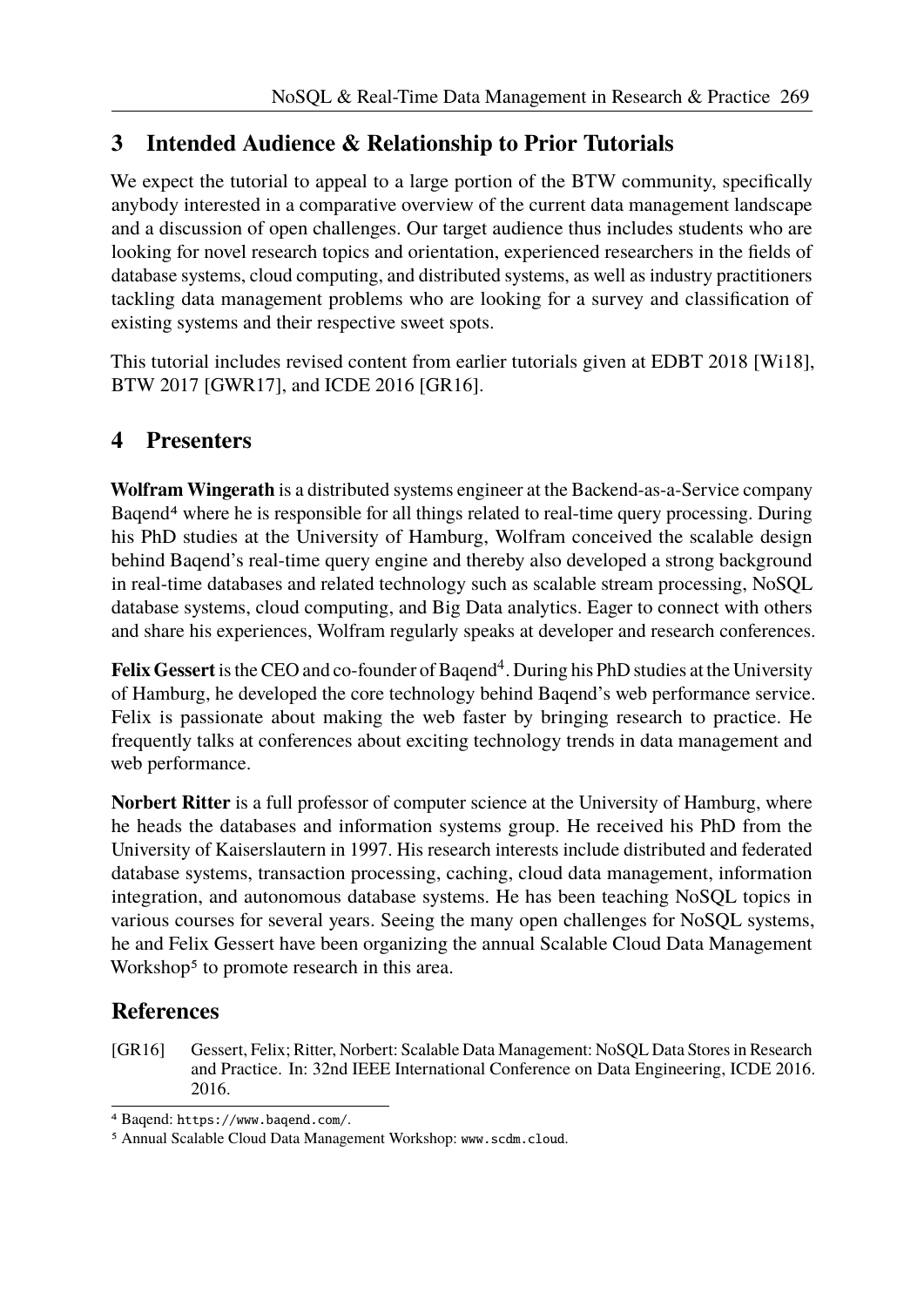## 3 Intended Audience & Relationship to Prior Tutorials

We expect the tutorial to appeal to a large portion of the BTW community, specifically anybody interested in a comparative overview of the current data management landscape and a discussion of open challenges. Our target audience thus includes students who are looking for novel research topics and orientation, experienced researchers in the fields of database systems, cloud computing, and distributed systems, as well as industry practitioners tackling data management problems who are looking for a survey and classification of existing systems and their respective sweet spots.

This tutorial includes revised content from earlier tutorials given at EDBT 2018 [Wi18], BTW 2017 [GWR17], and ICDE 2016 [GR16].

## 4 Presenters

**Wolfram Wingerath** is a distributed systems engineer at the Backend-as-a-Service company Baqend[4] where he is responsible for all things related to real-time query processing. During his PhD studies at the University of Hamburg, Wolfram conceived the scalable design behind Baqend's real-time query engine and thereby also developed a strong background in real-time databases and related technology such as scalable stream processing, NoSQL database systems, cloud computing, and Big Data analytics. Eager to connect with others and share his experiences, Wolfram regularly speaks at developer and research conferences.

**Felix Gessert** is the CEO and co-founder of Baqend[4]. During his PhD studies at the University of Hamburg, he developed the core technology behind Baqend's web performance service. Felix is passionate about making the web faster by bringing research to practice. He frequently talks at conferences about exciting technology trends in data management and web performance.

**Norbert Ritter** is a full professor of computer science at the University of Hamburg, where he heads the databases and information systems group. He received his PhD from the University of Kaiserslautern in 1997. His research interests include distributed and federated database systems, transaction processing, caching, cloud data management, information integration, and autonomous database systems. He has been teaching NoSQL topics in various courses for several years. Seeing the many open challenges for NoSQL systems, he and Felix Gessert have been organizing the annual Scalable Cloud Data Management Workshop[5] to promote research in this area.

## References

[GR16] Gessert, Felix; Ritter, Norbert: Scalable Data Management: NoSQL Data Stores in Research and Practice. In: 32nd IEEE International Conference on Data Engineering, ICDE 2016. 2016.

---

[4] Baqend: `https://www.baqend.com/`.

[5] Annual Scalable Cloud Data Management Workshop: `www.scdm.cloud`.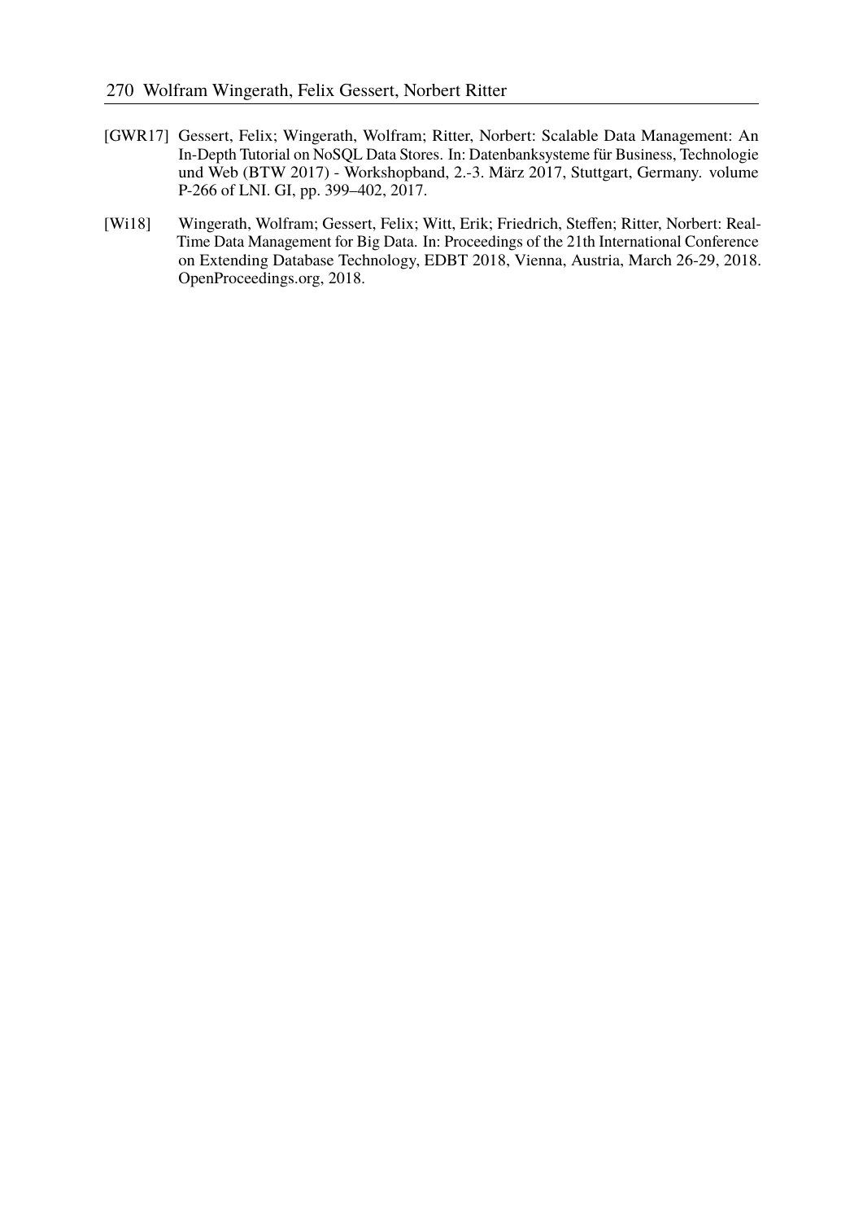[GWR17] Gessert, Felix; Wingerath, Wolfram; Ritter, Norbert: Scalable Data Management: An In-Depth Tutorial on NoSQL Data Stores. In: Datenbanksysteme für Business, Technologie und Web (BTW 2017) - Workshopband, 2.-3. März 2017, Stuttgart, Germany. volume P-266 of LNI. GI, pp. 399–402, 2017.

[Wi18] Wingerath, Wolfram; Gessert, Felix; Witt, Erik; Friedrich, Steffen; Ritter, Norbert: Real-Time Data Management for Big Data. In: Proceedings of the 21th International Conference on Extending Database Technology, EDBT 2018, Vienna, Austria, March 26-29, 2018. OpenProceedings.org, 2018.